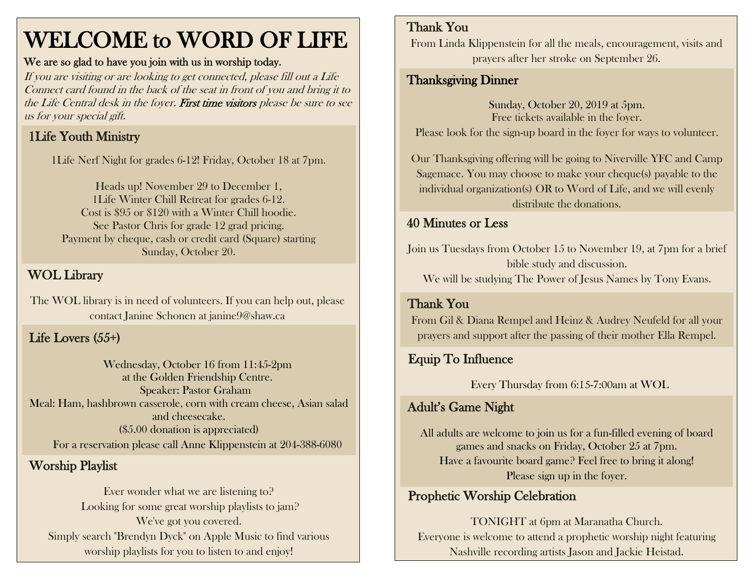# WELCOME to WORD OF LIFE

**We are so glad to have you join with us in worship today.**

*If you are visiting or are looking to get connected, please fill out a Life Connect card found in the back of the seat in front of you and bring it to the Life Central desk in the foyer. **First time visitors** please be sure to see us for your special gift.*

## 1Life Youth Ministry

1Life Nerf Night for grades 6-12! Friday, October 18 at 7pm.

Heads up! November 29 to December 1,
1Life Winter Chill Retreat for grades 6-12.
Cost is $95 or $120 with a Winter Chill hoodie.
See Pastor Chris for grade 12 grad pricing.
Payment by cheque, cash or credit card (Square) starting Sunday, October 20.

## WOL Library

The WOL library is in need of volunteers. If you can help out, please contact Janine Schonen at janine9@shaw.ca

## Life Lovers (55+)

Wednesday, October 16 from 11:45-2pm
at the Golden Friendship Centre.
Speaker: Pastor Graham
Meal: Ham, hashbrown casserole, corn with cream cheese, Asian salad and cheesecake.
($5.00 donation is appreciated)
For a reservation please call Anne Klippenstein at 204-388-6080

## Worship Playlist

Ever wonder what we are listening to?
Looking for some great worship playlists to jam?
We've got you covered.
Simply search "Brendyn Dyck" on Apple Music to find various worship playlists for you to listen to and enjoy!

## Thank You

From Linda Klippenstein for all the meals, encouragement, visits and prayers after her stroke on September 26.

## Thanksgiving Dinner

Sunday, October 20, 2019 at 5pm.
Free tickets available in the foyer.
Please look for the sign-up board in the foyer for ways to volunteer.

Our Thanksgiving offering will be going to Niverville YFC and Camp Sagemace. You may choose to make your cheque(s) payable to the individual organization(s) OR to Word of Life, and we will evenly distribute the donations.

## 40 Minutes or Less

Join us Tuesdays from October 15 to November 19, at 7pm for a brief bible study and discussion.
We will be studying The Power of Jesus Names by Tony Evans.

## Thank You

From Gil & Diana Rempel and Heinz & Audrey Neufeld for all your prayers and support after the passing of their mother Ella Rempel.

## Equip To Influence

Every Thursday from 6:15-7:00am at WOL

## Adult's Game Night

All adults are welcome to join us for a fun-filled evening of board games and snacks on Friday, October 25 at 7pm.
Have a favourite board game? Feel free to bring it along!
Please sign up in the foyer.

## Prophetic Worship Celebration

TONIGHT at 6pm at Maranatha Church.
Everyone is welcome to attend a prophetic worship night featuring Nashville recording artists Jason and Jackie Heistad.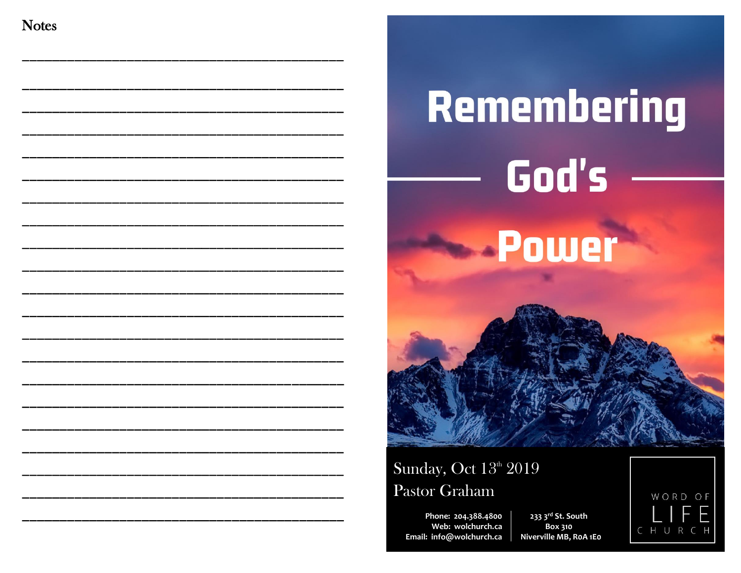## Notes

______________________________________________

______________________________________________

______________________________________________

______________________________________________

______________________________________________

______________________________________________

______________________________________________

______________________________________________

______________________________________________

______________________________________________

______________________________________________

______________________________________________

______________________________________________

______________________________________________

______________________________________________

______________________________________________

______________________________________________

______________________________________________

______________________________________________

______________________________________________

______________________________________________

# Remembering God's Power

Sunday, Oct 13th 2019

Pastor Graham

Phone: 204.388.4800
Web: wolchurch.ca
Email: info@wolchurch.ca

233 3rd St. South
Box 310
Niverville MB, R0A 1E0

WORD OF LIFE CHURCH